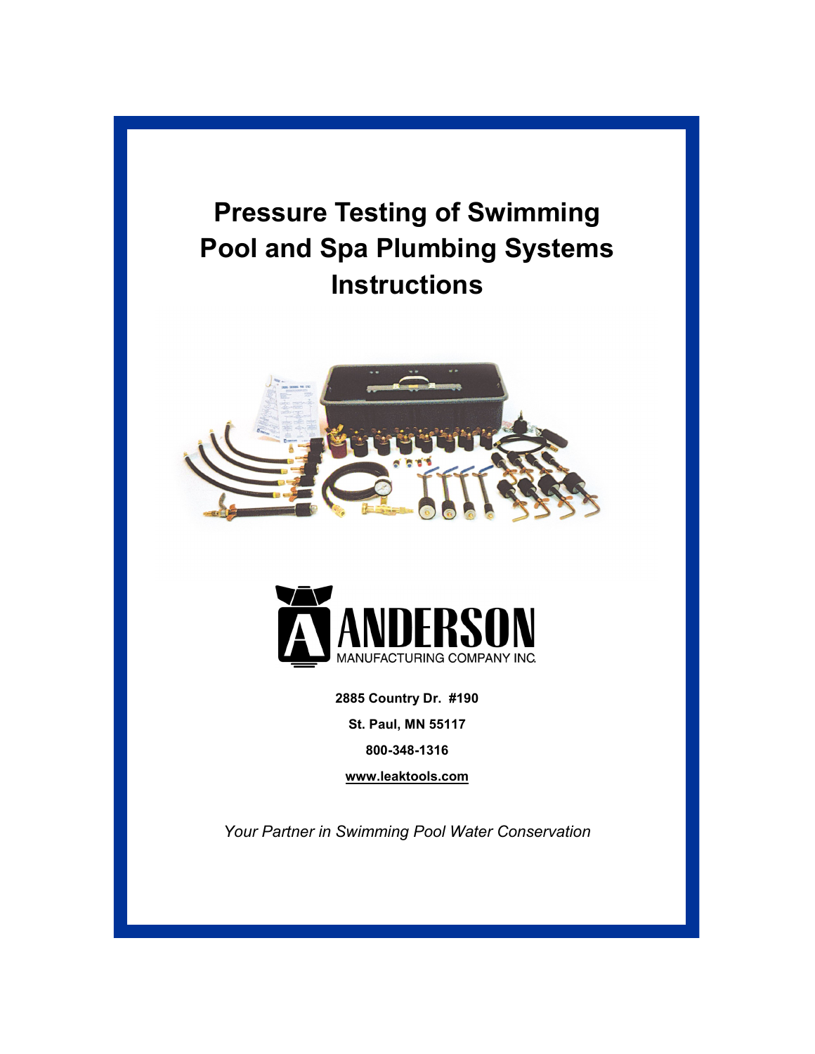# Pressure Testing of Swimming Pool and Spa Plumbing Systems Instructions

ANDERSON

MANUFACTURING COMPANY INC.

**2885 Country Dr. #190**

**St. Paul, MN 55117**

**800-348-1316**

**www.leaktools.com**

*Your Partner in Swimming Pool Water Conservation*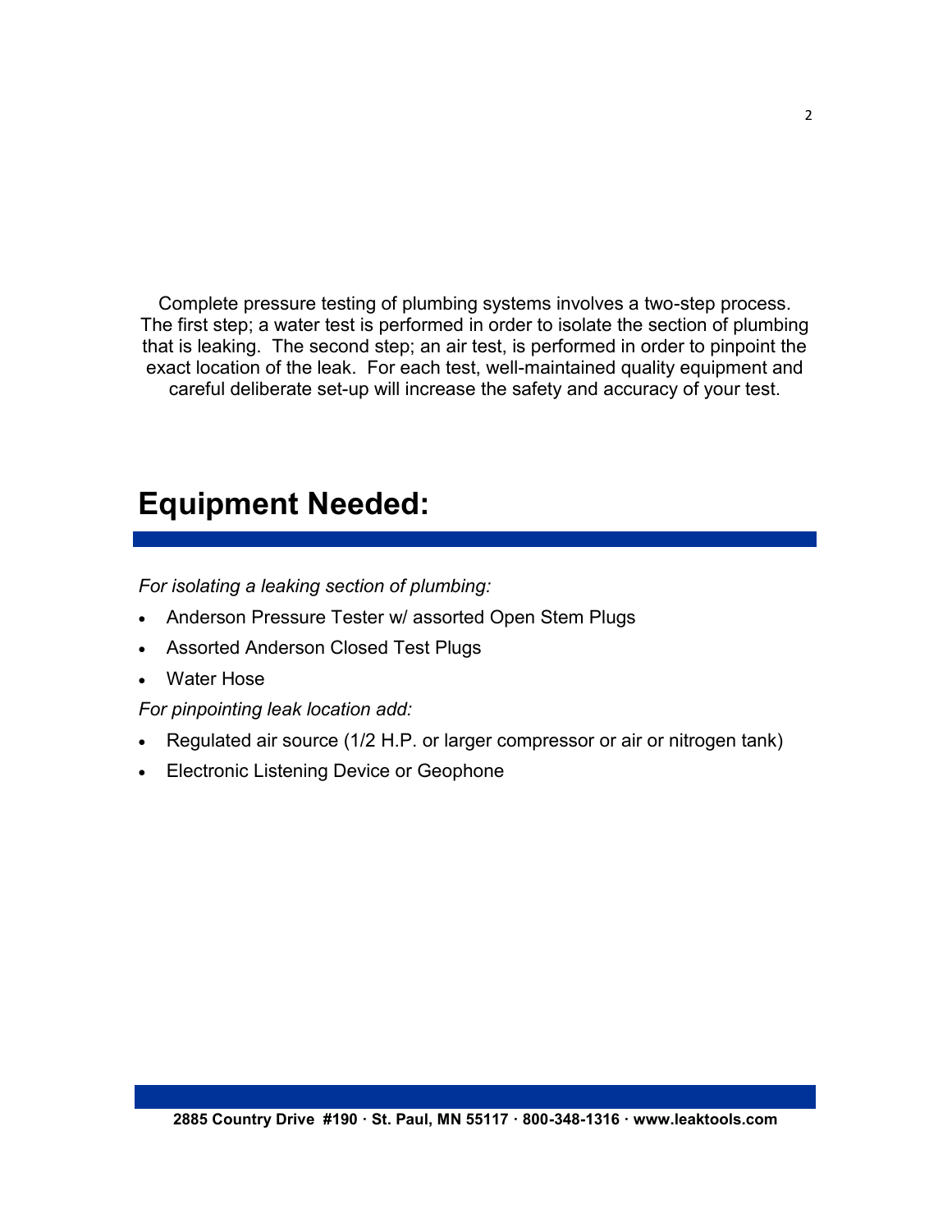Complete pressure testing of plumbing systems involves a two-step process. The first step; a water test is performed in order to isolate the section of plumbing that is leaking. The second step; an air test, is performed in order to pinpoint the exact location of the leak. For each test, well-maintained quality equipment and careful deliberate set-up will increase the safety and accuracy of your test.

# Equipment Needed:

*For isolating a leaking section of plumbing:*

- Anderson Pressure Tester w/ assorted Open Stem Plugs
- Assorted Anderson Closed Test Plugs
- Water Hose

*For pinpointing leak location add:*

- Regulated air source (1/2 H.P. or larger compressor or air or nitrogen tank)
- Electronic Listening Device or Geophone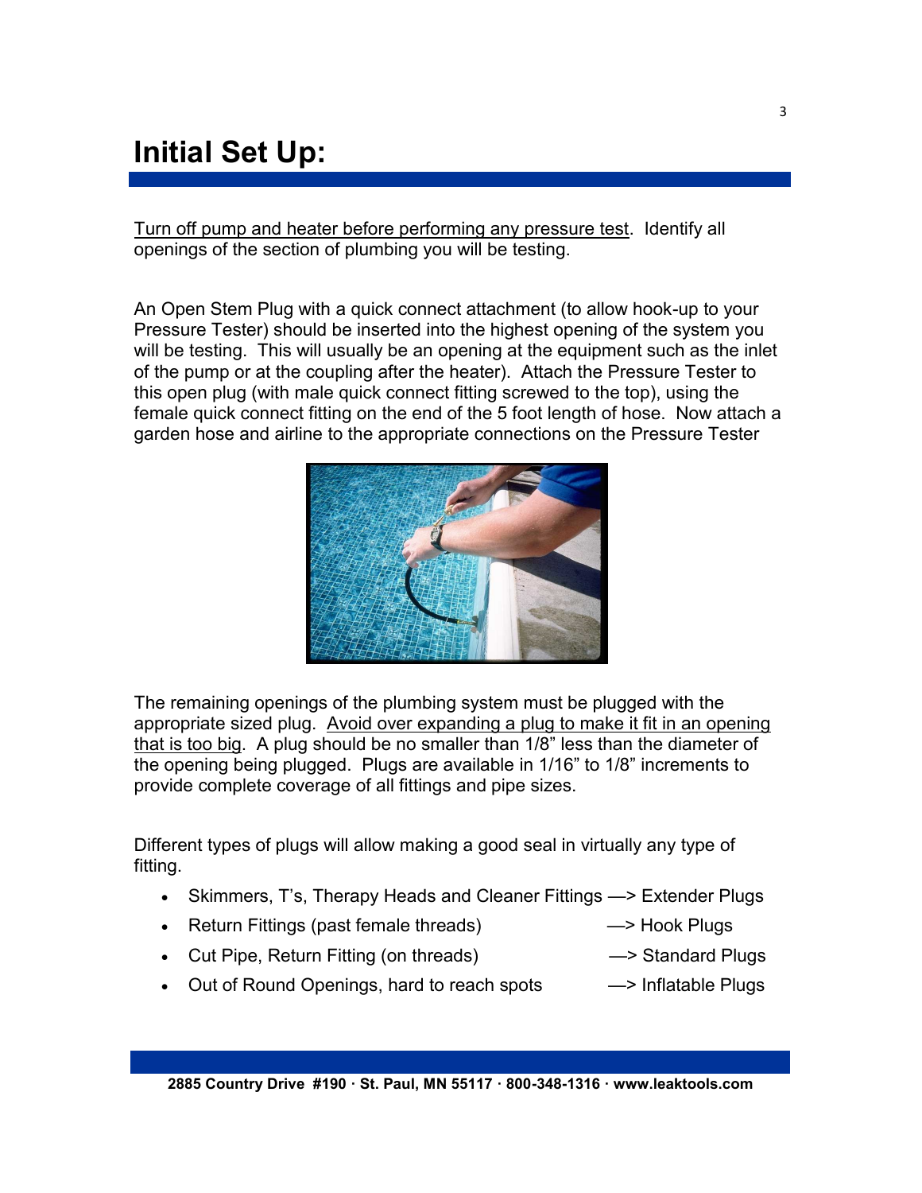# Initial Set Up:

Turn off pump and heater before performing any pressure test. Identify all openings of the section of plumbing you will be testing.

An Open Stem Plug with a quick connect attachment (to allow hook-up to your Pressure Tester) should be inserted into the highest opening of the system you will be testing. This will usually be an opening at the equipment such as the inlet of the pump or at the coupling after the heater). Attach the Pressure Tester to this open plug (with male quick connect fitting screwed to the top), using the female quick connect fitting on the end of the 5 foot length of hose. Now attach a garden hose and airline to the appropriate connections on the Pressure Tester

The remaining openings of the plumbing system must be plugged with the appropriate sized plug. Avoid over expanding a plug to make it fit in an opening that is too big. A plug should be no smaller than 1/8" less than the diameter of the opening being plugged. Plugs are available in 1/16" to 1/8" increments to provide complete coverage of all fittings and pipe sizes.

Different types of plugs will allow making a good seal in virtually any type of fitting.

- Skimmers, T's, Therapy Heads and Cleaner Fittings —> Extender Plugs
- Return Fittings (past female threads) —> Hook Plugs
- Cut Pipe, Return Fitting (on threads) —> Standard Plugs
- Out of Round Openings, hard to reach spots —> Inflatable Plugs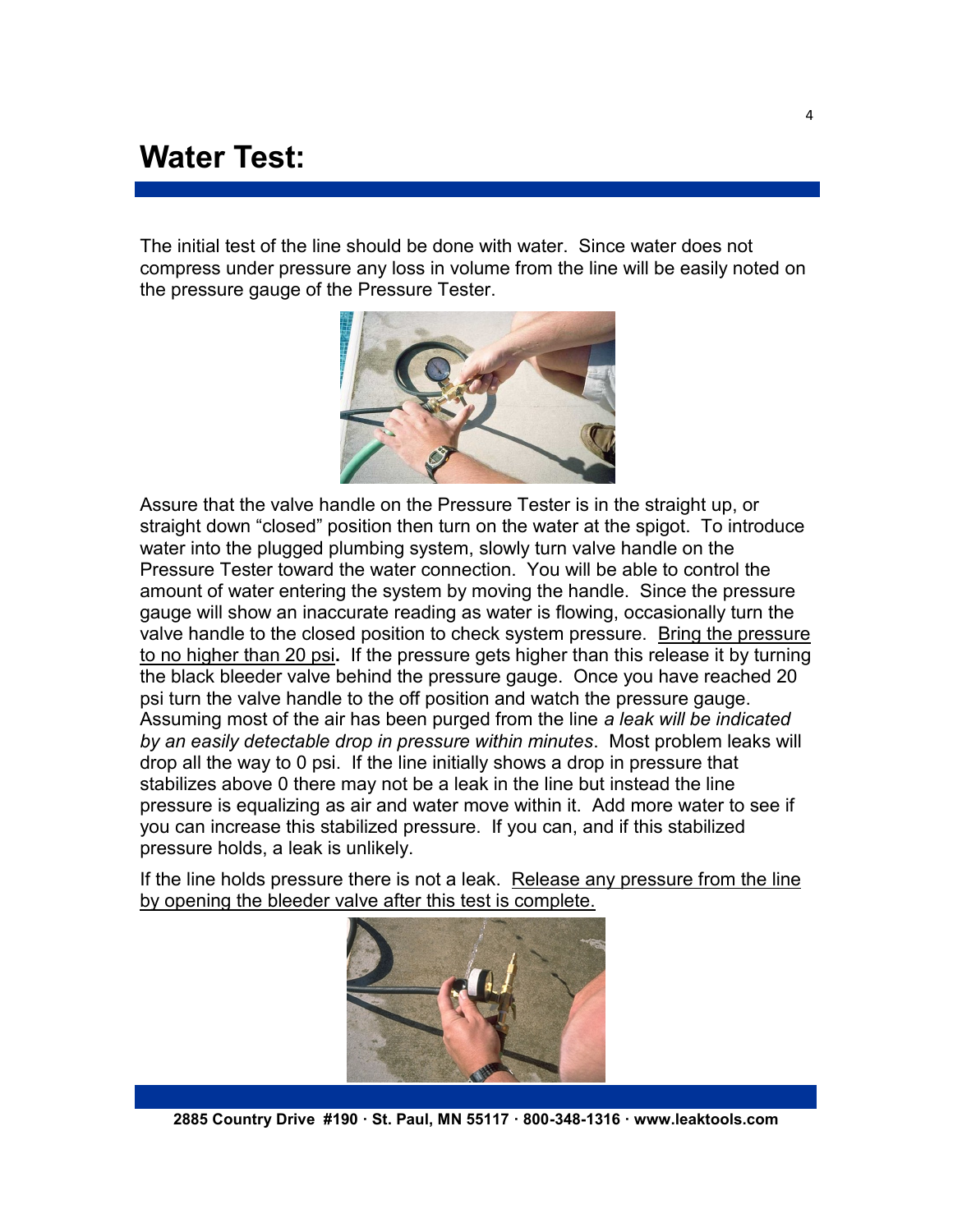# Water Test:

The initial test of the line should be done with water. Since water does not compress under pressure any loss in volume from the line will be easily noted on the pressure gauge of the Pressure Tester.

Assure that the valve handle on the Pressure Tester is in the straight up, or straight down "closed" position then turn on the water at the spigot. To introduce water into the plugged plumbing system, slowly turn valve handle on the Pressure Tester toward the water connection. You will be able to control the amount of water entering the system by moving the handle. Since the pressure gauge will show an inaccurate reading as water is flowing, occasionally turn the valve handle to the closed position to check system pressure. <u>Bring the pressure to no higher than 20 psi</u>**.** If the pressure gets higher than this release it by turning the black bleeder valve behind the pressure gauge. Once you have reached 20 psi turn the valve handle to the off position and watch the pressure gauge. Assuming most of the air has been purged from the line *a leak will be indicated by an easily detectable drop in pressure within minutes*. Most problem leaks will drop all the way to 0 psi. If the line initially shows a drop in pressure that stabilizes above 0 there may not be a leak in the line but instead the line pressure is equalizing as air and water move within it. Add more water to see if you can increase this stabilized pressure. If you can, and if this stabilized pressure holds, a leak is unlikely.

If the line holds pressure there is not a leak. <u>Release any pressure from the line by opening the bleeder valve after this test is complete.</u>

2885 Country Drive #190 · St. Paul, MN 55117 · 800-348-1316 · www.leaktools.com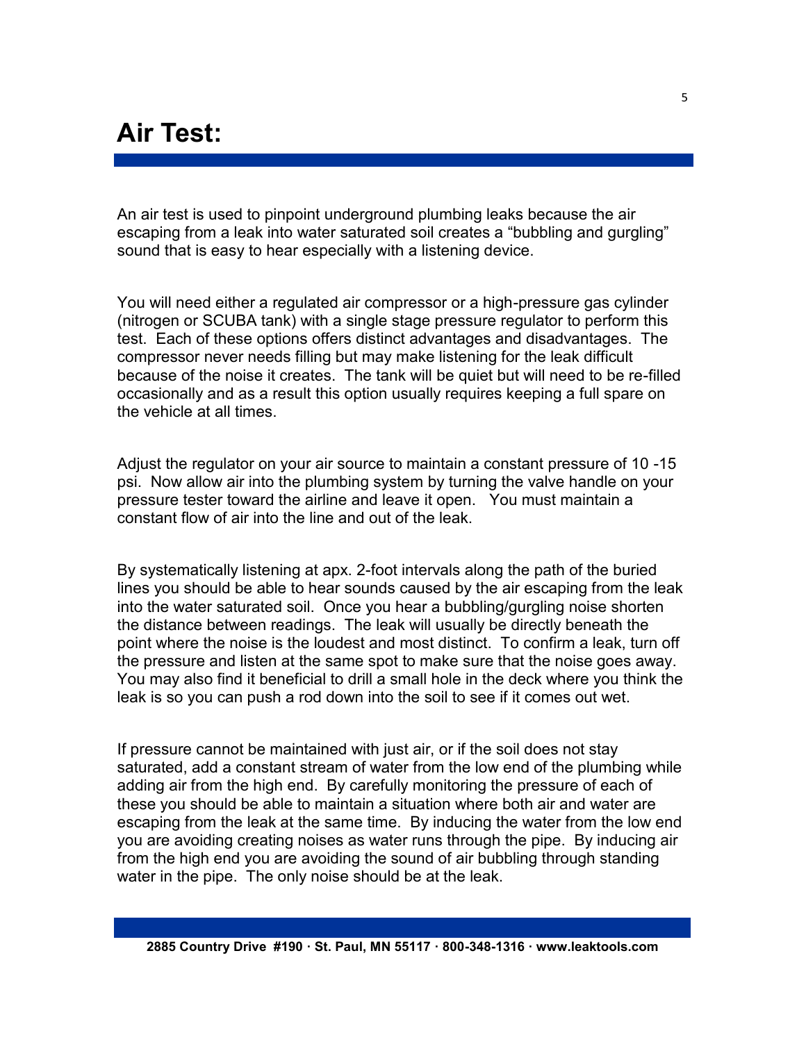# Air Test:

An air test is used to pinpoint underground plumbing leaks because the air escaping from a leak into water saturated soil creates a "bubbling and gurgling" sound that is easy to hear especially with a listening device.

You will need either a regulated air compressor or a high-pressure gas cylinder (nitrogen or SCUBA tank) with a single stage pressure regulator to perform this test. Each of these options offers distinct advantages and disadvantages. The compressor never needs filling but may make listening for the leak difficult because of the noise it creates. The tank will be quiet but will need to be re-filled occasionally and as a result this option usually requires keeping a full spare on the vehicle at all times.

Adjust the regulator on your air source to maintain a constant pressure of 10 -15 psi. Now allow air into the plumbing system by turning the valve handle on your pressure tester toward the airline and leave it open. You must maintain a constant flow of air into the line and out of the leak.

By systematically listening at apx. 2-foot intervals along the path of the buried lines you should be able to hear sounds caused by the air escaping from the leak into the water saturated soil. Once you hear a bubbling/gurgling noise shorten the distance between readings. The leak will usually be directly beneath the point where the noise is the loudest and most distinct. To confirm a leak, turn off the pressure and listen at the same spot to make sure that the noise goes away. You may also find it beneficial to drill a small hole in the deck where you think the leak is so you can push a rod down into the soil to see if it comes out wet.

If pressure cannot be maintained with just air, or if the soil does not stay saturated, add a constant stream of water from the low end of the plumbing while adding air from the high end. By carefully monitoring the pressure of each of these you should be able to maintain a situation where both air and water are escaping from the leak at the same time. By inducing the water from the low end you are avoiding creating noises as water runs through the pipe. By inducing air from the high end you are avoiding the sound of air bubbling through standing water in the pipe. The only noise should be at the leak.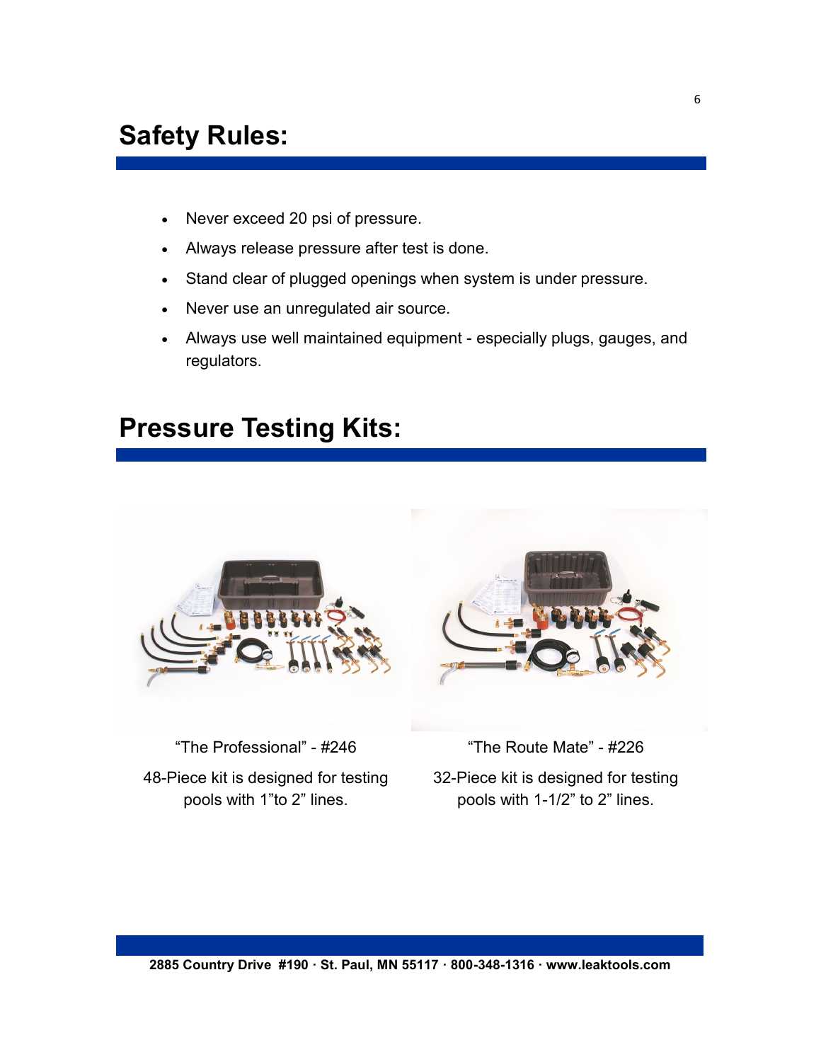## Safety Rules:

- Never exceed 20 psi of pressure.
- Always release pressure after test is done.
- Stand clear of plugged openings when system is under pressure.
- Never use an unregulated air source.
- Always use well maintained equipment - especially plugs, gauges, and regulators.

## Pressure Testing Kits:

"The Professional" - #246

48-Piece kit is designed for testing pools with 1"to 2" lines.

"The Route Mate" - #226

32-Piece kit is designed for testing pools with 1-1/2" to 2" lines.